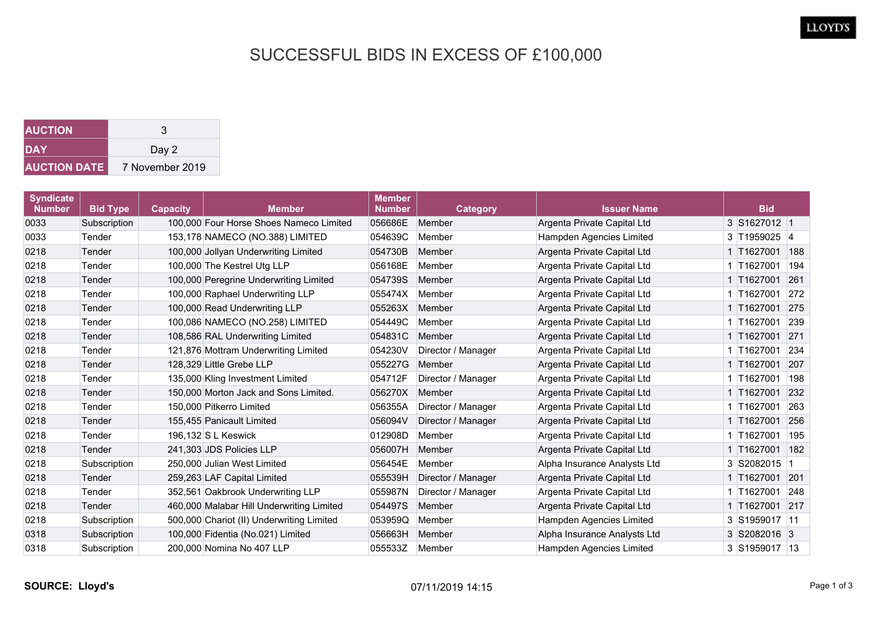# SUCCESSFUL BIDS IN EXCESS OF £100,000

| AUCTION | 3 |
|---|---|
| DAY | Day 2 |
| AUCTION DATE | 7 November 2019 |

| Syndicate Number | Bid Type | Capacity | Member | Member Number | Category | Issuer Name | Bid | | |
|---|---|---|---|---|---|---|---|---|---|
| 0033 | Subscription | 100,000 | Four Horse Shoes Nameco Limited | 056686E | Member | Argenta Private Capital Ltd | 3 | S1627012 | 1 |
| 0033 | Tender | 153,178 | NAMECO (NO.388) LIMITED | 054639C | Member | Hampden Agencies Limited | 3 | T1959025 | 4 |
| 0218 | Tender | 100,000 | Jollyan Underwriting Limited | 054730B | Member | Argenta Private Capital Ltd | 1 | T1627001 | 188 |
| 0218 | Tender | 100,000 | The Kestrel Utg LLP | 056168E | Member | Argenta Private Capital Ltd | 1 | T1627001 | 194 |
| 0218 | Tender | 100,000 | Peregrine Underwriting Limited | 054739S | Member | Argenta Private Capital Ltd | 1 | T1627001 | 261 |
| 0218 | Tender | 100,000 | Raphael Underwriting LLP | 055474X | Member | Argenta Private Capital Ltd | 1 | T1627001 | 272 |
| 0218 | Tender | 100,000 | Read Underwriting LLP | 055263X | Member | Argenta Private Capital Ltd | 1 | T1627001 | 275 |
| 0218 | Tender | 100,086 | NAMECO (NO.258) LIMITED | 054449C | Member | Argenta Private Capital Ltd | 1 | T1627001 | 239 |
| 0218 | Tender | 108,586 | RAL Underwriting Limited | 054831C | Member | Argenta Private Capital Ltd | 1 | T1627001 | 271 |
| 0218 | Tender | 121,876 | Mottram Underwriting Limited | 054230V | Director / Manager | Argenta Private Capital Ltd | 1 | T1627001 | 234 |
| 0218 | Tender | 128,329 | Little Grebe LLP | 055227G | Member | Argenta Private Capital Ltd | 1 | T1627001 | 207 |
| 0218 | Tender | 135,000 | Kling Investment Limited | 054712F | Director / Manager | Argenta Private Capital Ltd | 1 | T1627001 | 198 |
| 0218 | Tender | 150,000 | Morton Jack and Sons Limited. | 056270X | Member | Argenta Private Capital Ltd | 1 | T1627001 | 232 |
| 0218 | Tender | 150,000 | Pitkerro Limited | 056355A | Director / Manager | Argenta Private Capital Ltd | 1 | T1627001 | 263 |
| 0218 | Tender | 155,455 | Panicault Limited | 056094V | Director / Manager | Argenta Private Capital Ltd | 1 | T1627001 | 256 |
| 0218 | Tender | 196,132 | S L Keswick | 012908D | Member | Argenta Private Capital Ltd | 1 | T1627001 | 195 |
| 0218 | Tender | 241,303 | JDS Policies LLP | 056007H | Member | Argenta Private Capital Ltd | 1 | T1627001 | 182 |
| 0218 | Subscription | 250,000 | Julian West Limited | 056454E | Member | Alpha Insurance Analysts Ltd | 3 | S2082015 | 1 |
| 0218 | Tender | 259,263 | LAF Capital Limited | 055539H | Director / Manager | Argenta Private Capital Ltd | 1 | T1627001 | 201 |
| 0218 | Tender | 352,561 | Oakbrook Underwriting LLP | 055987N | Director / Manager | Argenta Private Capital Ltd | 1 | T1627001 | 248 |
| 0218 | Tender | 460,000 | Malabar Hill Underwriting Limited | 054497S | Member | Argenta Private Capital Ltd | 1 | T1627001 | 217 |
| 0218 | Subscription | 500,000 | Chariot (II) Underwriting Limited | 053959Q | Member | Hampden Agencies Limited | 3 | S1959017 | 11 |
| 0318 | Subscription | 100,000 | Fidentia (No.021) Limited | 056663H | Member | Alpha Insurance Analysts Ltd | 3 | S2082016 | 3 |
| 0318 | Subscription | 200,000 | Nomina No 407 LLP | 055533Z | Member | Hampden Agencies Limited | 3 | S1959017 | 13 |

**SOURCE: Lloyd's** 07/11/2019 14:15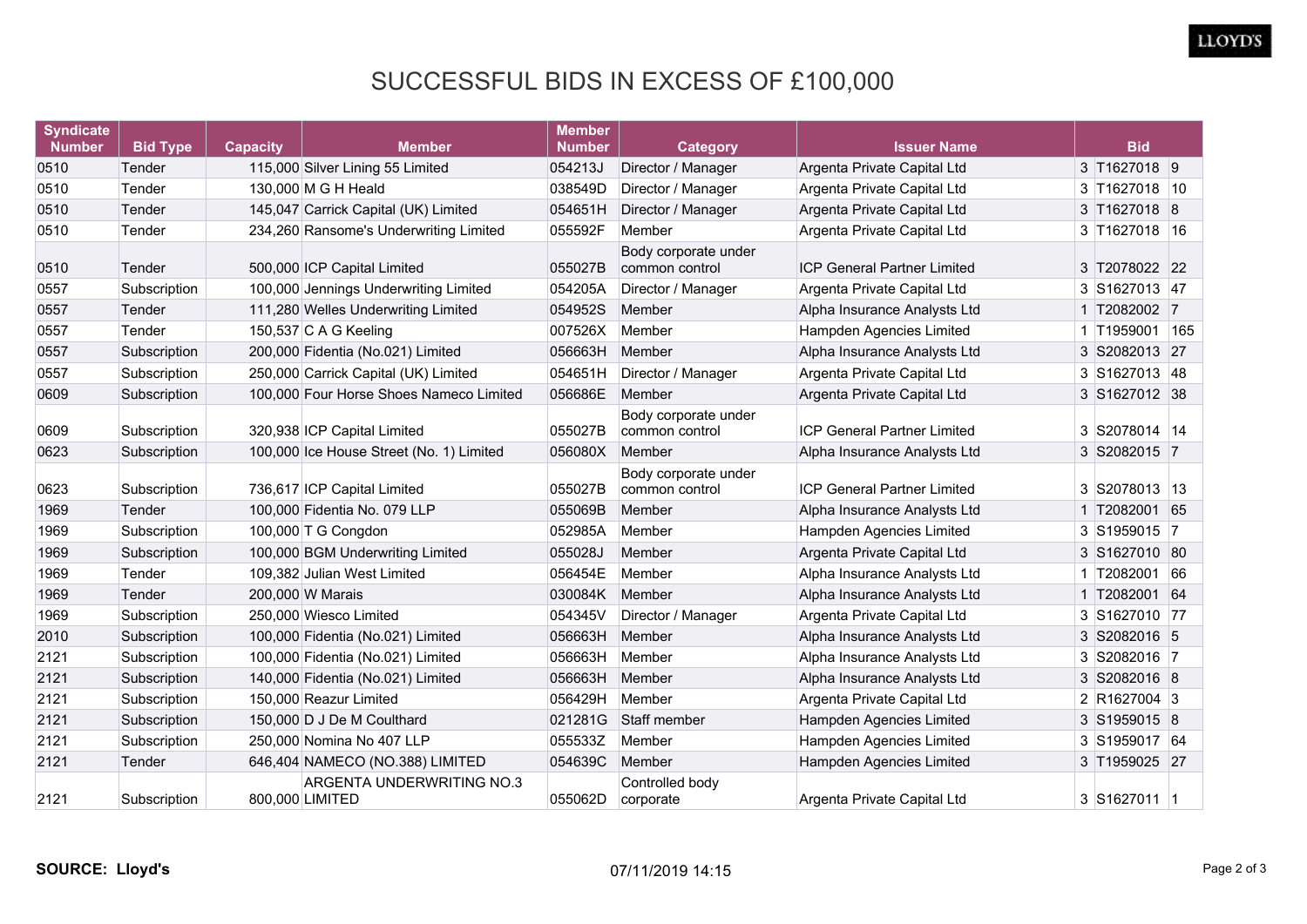# SUCCESSFUL BIDS IN EXCESS OF £100,000

| Syndicate Number | Bid Type | Capacity | Member | Member Number | Category | Issuer Name | Bid | | |
|---|---|---|---|---|---|---|---|---|---|
| 0510 | Tender | 115,000 | Silver Lining 55 Limited | 054213J | Director / Manager | Argenta Private Capital Ltd | 3 | T1627018 | 9 |
| 0510 | Tender | 130,000 | M G H Heald | 038549D | Director / Manager | Argenta Private Capital Ltd | 3 | T1627018 | 10 |
| 0510 | Tender | 145,047 | Carrick Capital (UK) Limited | 054651H | Director / Manager | Argenta Private Capital Ltd | 3 | T1627018 | 8 |
| 0510 | Tender | 234,260 | Ransome's Underwriting Limited | 055592F | Member | Argenta Private Capital Ltd | 3 | T1627018 | 16 |
| 0510 | Tender | 500,000 | ICP Capital Limited | 055027B | Body corporate under common control | ICP General Partner Limited | 3 | T2078022 | 22 |
| 0557 | Subscription | 100,000 | Jennings Underwriting Limited | 054205A | Director / Manager | Argenta Private Capital Ltd | 3 | S1627013 | 47 |
| 0557 | Tender | 111,280 | Welles Underwriting Limited | 054952S | Member | Alpha Insurance Analysts Ltd | 1 | T2082002 | 7 |
| 0557 | Tender | 150,537 | C A G Keeling | 007526X | Member | Hampden Agencies Limited | 1 | T1959001 | 165 |
| 0557 | Subscription | 200,000 | Fidentia (No.021) Limited | 056663H | Member | Alpha Insurance Analysts Ltd | 3 | S2082013 | 27 |
| 0557 | Subscription | 250,000 | Carrick Capital (UK) Limited | 054651H | Director / Manager | Argenta Private Capital Ltd | 3 | S1627013 | 48 |
| 0609 | Subscription | 100,000 | Four Horse Shoes Nameco Limited | 056686E | Member | Argenta Private Capital Ltd | 3 | S1627012 | 38 |
| 0609 | Subscription | 320,938 | ICP Capital Limited | 055027B | Body corporate under common control | ICP General Partner Limited | 3 | S2078014 | 14 |
| 0623 | Subscription | 100,000 | Ice House Street (No. 1) Limited | 056080X | Member | Alpha Insurance Analysts Ltd | 3 | S2082015 | 7 |
| 0623 | Subscription | 736,617 | ICP Capital Limited | 055027B | Body corporate under common control | ICP General Partner Limited | 3 | S2078013 | 13 |
| 1969 | Tender | 100,000 | Fidentia No. 079 LLP | 055069B | Member | Alpha Insurance Analysts Ltd | 1 | T2082001 | 65 |
| 1969 | Subscription | 100,000 | T G Congdon | 052985A | Member | Hampden Agencies Limited | 3 | S1959015 | 7 |
| 1969 | Subscription | 100,000 | BGM Underwriting Limited | 055028J | Member | Argenta Private Capital Ltd | 3 | S1627010 | 80 |
| 1969 | Tender | 109,382 | Julian West Limited | 056454E | Member | Alpha Insurance Analysts Ltd | 1 | T2082001 | 66 |
| 1969 | Tender | 200,000 | W Marais | 030084K | Member | Alpha Insurance Analysts Ltd | 1 | T2082001 | 64 |
| 1969 | Subscription | 250,000 | Wiesco Limited | 054345V | Director / Manager | Argenta Private Capital Ltd | 3 | S1627010 | 77 |
| 2010 | Subscription | 100,000 | Fidentia (No.021) Limited | 056663H | Member | Alpha Insurance Analysts Ltd | 3 | S2082016 | 5 |
| 2121 | Subscription | 100,000 | Fidentia (No.021) Limited | 056663H | Member | Alpha Insurance Analysts Ltd | 3 | S2082016 | 7 |
| 2121 | Subscription | 140,000 | Fidentia (No.021) Limited | 056663H | Member | Alpha Insurance Analysts Ltd | 3 | S2082016 | 8 |
| 2121 | Subscription | 150,000 | Reazur Limited | 056429H | Member | Argenta Private Capital Ltd | 2 | R1627004 | 3 |
| 2121 | Subscription | 150,000 | D J De M Coulthard | 021281G | Staff member | Hampden Agencies Limited | 3 | S1959015 | 8 |
| 2121 | Subscription | 250,000 | Nomina No 407 LLP | 055533Z | Member | Hampden Agencies Limited | 3 | S1959017 | 64 |
| 2121 | Tender | 646,404 | NAMECO (NO.388) LIMITED | 054639C | Member | Hampden Agencies Limited | 3 | T1959025 | 27 |
| 2121 | Subscription | 800,000 | ARGENTA UNDERWRITING NO.3 LIMITED | 055062D | Controlled body corporate | Argenta Private Capital Ltd | 3 | S1627011 | 1 |

**SOURCE: Lloyd's**

07/11/2019 14:15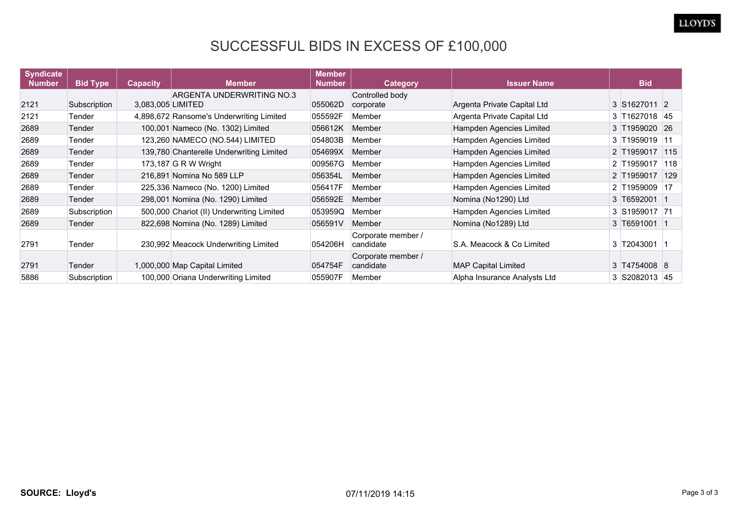# SUCCESSFUL BIDS IN EXCESS OF £100,000

| Syndicate Number | Bid Type | Capacity | Member | Member Number | Category | Issuer Name | Bid | | |
|---|---|---|---|---|---|---|---|---|---|
| 2121 | Subscription | 3,083,005 | ARGENTA UNDERWRITING NO.3 LIMITED | 055062D | Controlled body corporate | Argenta Private Capital Ltd | 3 | S1627011 | 2 |
| 2121 | Tender | 4,898,672 | Ransome's Underwriting Limited | 055592F | Member | Argenta Private Capital Ltd | 3 | T1627018 | 45 |
| 2689 | Tender | 100,001 | Nameco (No. 1302) Limited | 056612K | Member | Hampden Agencies Limited | 3 | T1959020 | 26 |
| 2689 | Tender | 123,260 | NAMECO (NO.544) LIMITED | 054803B | Member | Hampden Agencies Limited | 3 | T1959019 | 11 |
| 2689 | Tender | 139,780 | Chanterelle Underwriting Limited | 054699X | Member | Hampden Agencies Limited | 2 | T1959017 | 115 |
| 2689 | Tender | 173,187 | G R W Wright | 009567G | Member | Hampden Agencies Limited | 2 | T1959017 | 118 |
| 2689 | Tender | 216,891 | Nomina No 589 LLP | 056354L | Member | Hampden Agencies Limited | 2 | T1959017 | 129 |
| 2689 | Tender | 225,336 | Nameco (No. 1200) Limited | 056417F | Member | Hampden Agencies Limited | 2 | T1959009 | 17 |
| 2689 | Tender | 298,001 | Nomina (No. 1290) Limited | 056592E | Member | Nomina (No1290) Ltd | 3 | T6592001 | 1 |
| 2689 | Subscription | 500,000 | Chariot (II) Underwriting Limited | 053959Q | Member | Hampden Agencies Limited | 3 | S1959017 | 71 |
| 2689 | Tender | 822,698 | Nomina (No. 1289) Limited | 056591V | Member | Nomina (No1289) Ltd | 3 | T6591001 | 1 |
| 2791 | Tender | 230,992 | Meacock Underwriting Limited | 054206H | Corporate member / candidate | S.A. Meacock & Co Limited | 3 | T2043001 | 1 |
| 2791 | Tender | 1,000,000 | Map Capital Limited | 054754F | Corporate member / candidate | MAP Capital Limited | 3 | T4754008 | 8 |
| 5886 | Subscription | 100,000 | Oriana Underwriting Limited | 055907F | Member | Alpha Insurance Analysts Ltd | 3 | S2082013 | 45 |

**SOURCE: Lloyd's** 07/11/2019 14:15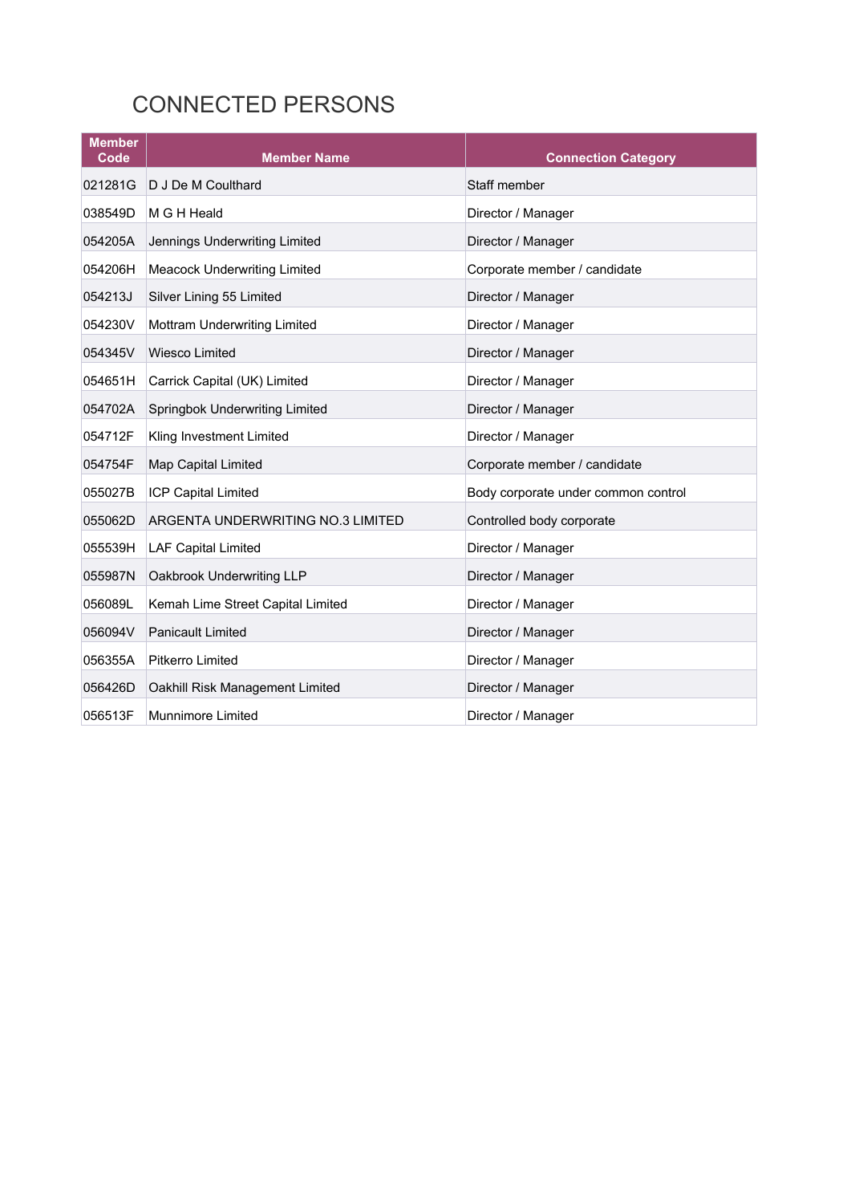# CONNECTED PERSONS

| Member Code | Member Name | Connection Category |
|---|---|---|
| 021281G | D J De M Coulthard | Staff member |
| 038549D | M G H Heald | Director / Manager |
| 054205A | Jennings Underwriting Limited | Director / Manager |
| 054206H | Meacock Underwriting Limited | Corporate member / candidate |
| 054213J | Silver Lining 55 Limited | Director / Manager |
| 054230V | Mottram Underwriting Limited | Director / Manager |
| 054345V | Wiesco Limited | Director / Manager |
| 054651H | Carrick Capital (UK) Limited | Director / Manager |
| 054702A | Springbok Underwriting Limited | Director / Manager |
| 054712F | Kling Investment Limited | Director / Manager |
| 054754F | Map Capital Limited | Corporate member / candidate |
| 055027B | ICP Capital Limited | Body corporate under common control |
| 055062D | ARGENTA UNDERWRITING NO.3 LIMITED | Controlled body corporate |
| 055539H | LAF Capital Limited | Director / Manager |
| 055987N | Oakbrook Underwriting LLP | Director / Manager |
| 056089L | Kemah Lime Street Capital Limited | Director / Manager |
| 056094V | Panicault Limited | Director / Manager |
| 056355A | Pitkerro Limited | Director / Manager |
| 056426D | Oakhill Risk Management Limited | Director / Manager |
| 056513F | Munnimore Limited | Director / Manager |